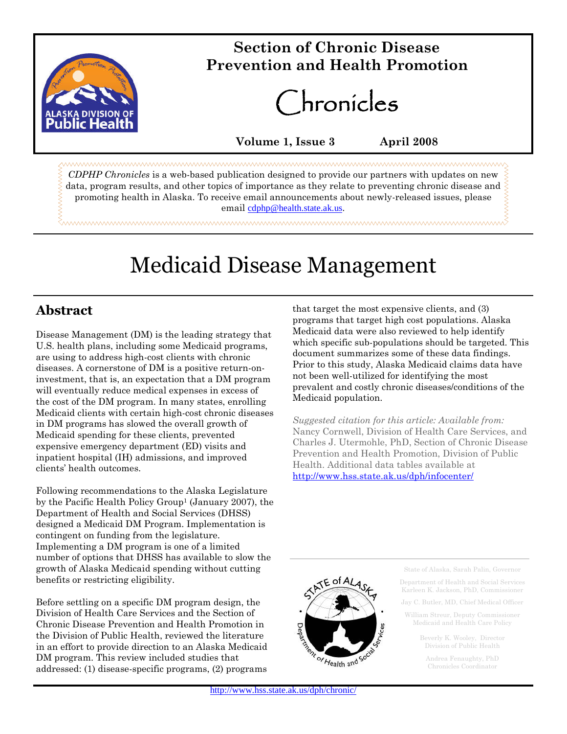# Section of Chronic Disease Prevention and Health Promotion

# Chronicles

**Volume 1, Issue 3 April 2008**

*CDPHP Chronicles* is a web-based publication designed to provide our partners with updates on new data, program results, and other topics of importance as they relate to preventing chronic disease and promoting health in Alaska. To receive email announcements about newly-released issues, please email cdphp@health.state.ak.us.

# Medicaid Disease Management

## Abstract

Disease Management (DM) is the leading strategy that U.S. health plans, including some Medicaid programs, are using to address high-cost clients with chronic diseases. A cornerstone of DM is a positive return-on-investment, that is, an expectation that a DM program will eventually reduce medical expenses in excess of the cost of the DM program. In many states, enrolling Medicaid clients with certain high-cost chronic diseases in DM programs has slowed the overall growth of Medicaid spending for these clients, prevented expensive emergency department (ED) visits and inpatient hospital (IH) admissions, and improved clients' health outcomes.

Following recommendations to the Alaska Legislature by the Pacific Health Policy Group[1] (January 2007), the Department of Health and Social Services (DHSS) designed a Medicaid DM Program. Implementation is contingent on funding from the legislature. Implementing a DM program is one of a limited number of options that DHSS has available to slow the growth of Alaska Medicaid spending without cutting benefits or restricting eligibility.

Before settling on a specific DM program design, the Division of Health Care Services and the Section of Chronic Disease Prevention and Health Promotion in the Division of Public Health, reviewed the literature in an effort to provide direction to an Alaska Medicaid DM program. This review included studies that addressed: (1) disease-specific programs, (2) programs that target the most expensive clients, and (3) programs that target high cost populations. Alaska Medicaid data were also reviewed to help identify which specific sub-populations should be targeted. This document summarizes some of these data findings. Prior to this study, Alaska Medicaid claims data have not been well-utilized for identifying the most prevalent and costly chronic diseases/conditions of the Medicaid population.

*Suggested citation for this article: Available from:* Nancy Cornwell, Division of Health Care Services, and Charles J. Utermohle, PhD, Section of Chronic Disease Prevention and Health Promotion, Division of Public Health. Additional data tables available at http://www.hss.state.ak.us/dph/infocenter/

State of Alaska, Sarah Palin, Governor

Department of Health and Social Services
Karleen K. Jackson, PhD, Commissioner

Jay C. Butler, MD, Chief Medical Officer

William Streur, Deputy Commissioner
Medicaid and Health Care Policy

Beverly K. Wooley, Director
Division of Public Health

Andrea Fenaughty, PhD
Chronicles Coordinator

http://www.hss.state.ak.us/dph/chronic/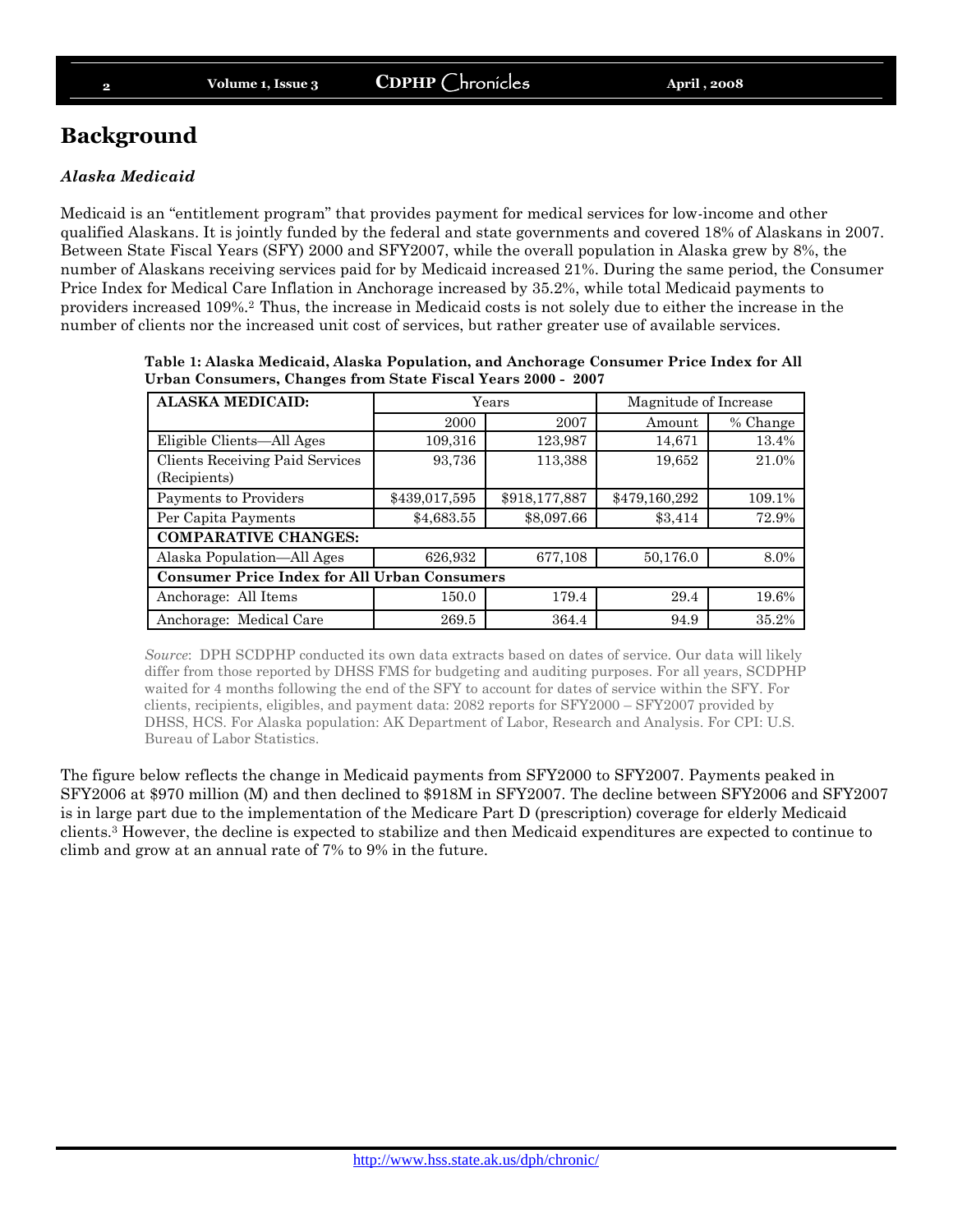# Background

### *Alaska Medicaid*

Medicaid is an "entitlement program" that provides payment for medical services for low-income and other qualified Alaskans. It is jointly funded by the federal and state governments and covered 18% of Alaskans in 2007. Between State Fiscal Years (SFY) 2000 and SFY2007, while the overall population in Alaska grew by 8%, the number of Alaskans receiving services paid for by Medicaid increased 21%. During the same period, the Consumer Price Index for Medical Care Inflation in Anchorage increased by 35.2%, while total Medicaid payments to providers increased 109%.[2] Thus, the increase in Medicaid costs is not solely due to either the increase in the number of clients nor the increased unit cost of services, but rather greater use of available services.

**Table 1: Alaska Medicaid, Alaska Population, and Anchorage Consumer Price Index for All Urban Consumers, Changes from State Fiscal Years 2000 - 2007**

| **ALASKA MEDICAID:** | Years | | Magnitude of Increase | |
|---|---|---|---|---|
| | 2000 | 2007 | Amount | % Change |
| Eligible Clients—All Ages | 109,316 | 123,987 | 14,671 | 13.4% |
| Clients Receiving Paid Services (Recipients) | 93,736 | 113,388 | 19,652 | 21.0% |
| Payments to Providers | $439,017,595 | $918,177,887 | $479,160,292 | 109.1% |
| Per Capita Payments | $4,683.55 | $8,097.66 | $3,414 | 72.9% |
| **COMPARATIVE CHANGES:** | | | | |
| Alaska Population—All Ages | 626,932 | 677,108 | 50,176.0 | 8.0% |
| **Consumer Price Index for All Urban Consumers** | | | | |
| Anchorage: All Items | 150.0 | 179.4 | 29.4 | 19.6% |
| Anchorage: Medical Care | 269.5 | 364.4 | 94.9 | 35.2% |

*Source*: DPH SCDPHP conducted its own data extracts based on dates of service. Our data will likely differ from those reported by DHSS FMS for budgeting and auditing purposes. For all years, SCDPHP waited for 4 months following the end of the SFY to account for dates of service within the SFY. For clients, recipients, eligibles, and payment data: 2082 reports for SFY2000 – SFY2007 provided by DHSS, HCS. For Alaska population: AK Department of Labor, Research and Analysis. For CPI: U.S. Bureau of Labor Statistics.

The figure below reflects the change in Medicaid payments from SFY2000 to SFY2007. Payments peaked in SFY2006 at $970 million (M) and then declined to $918M in SFY2007. The decline between SFY2006 and SFY2007 is in large part due to the implementation of the Medicare Part D (prescription) coverage for elderly Medicaid clients.[3] However, the decline is expected to stabilize and then Medicaid expenditures are expected to continue to climb and grow at an annual rate of 7% to 9% in the future.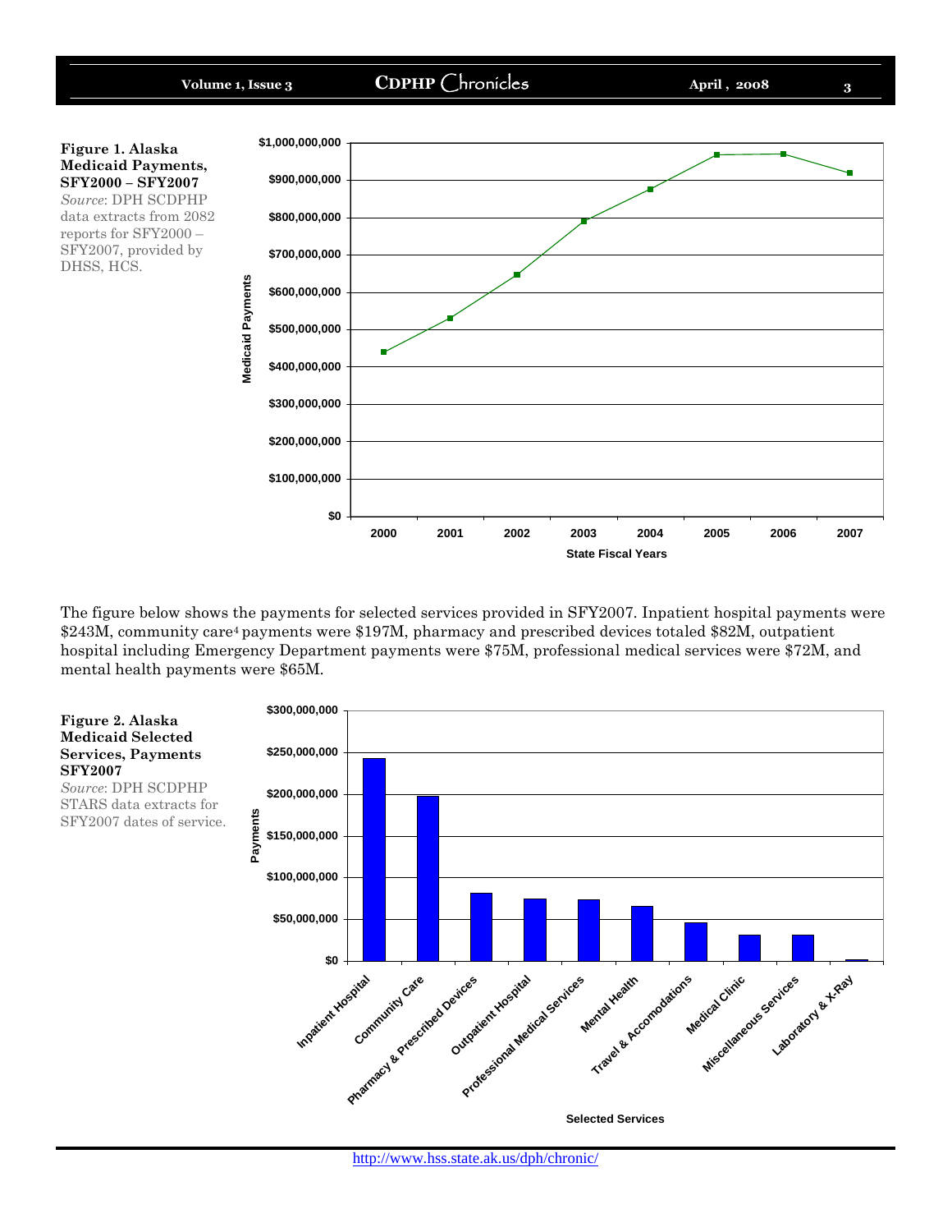**Figure 1. Alaska Medicaid Payments, SFY2000 – SFY2007**

*Source*: DPH SCDPHP data extracts from 2082 reports for SFY2000 – SFY2007, provided by DHSS, HCS.

The figure below shows the payments for selected services provided in SFY2007. Inpatient hospital payments were $243M, community care[4] payments were $197M, pharmacy and prescribed devices totaled $82M, outpatient hospital including Emergency Department payments were $75M, professional medical services were $72M, and mental health payments were $65M.

**Figure 2. Alaska Medicaid Selected Services, Payments SFY2007**

*Source*: DPH SCDPHP STARS data extracts for SFY2007 dates of service.

http://www.hss.state.ak.us/dph/chronic/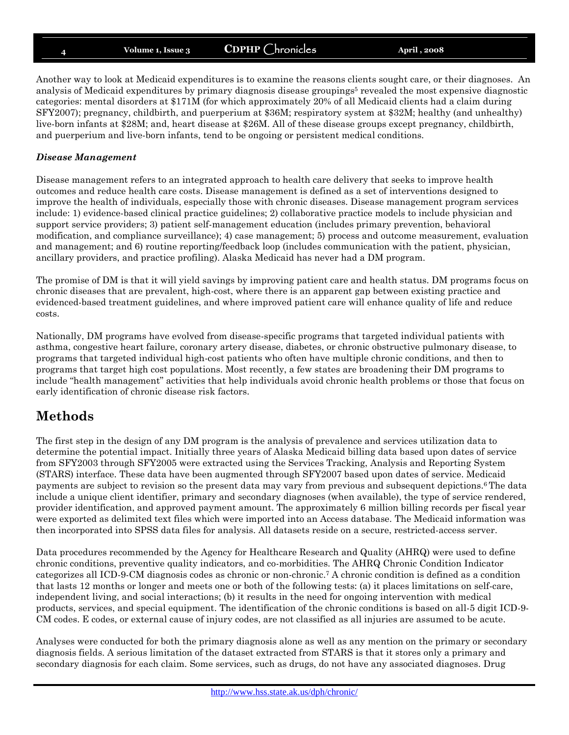Another way to look at Medicaid expenditures is to examine the reasons clients sought care, or their diagnoses. An analysis of Medicaid expenditures by primary diagnosis disease groupings[5] revealed the most expensive diagnostic categories: mental disorders at $171M (for which approximately 20% of all Medicaid clients had a claim during SFY2007); pregnancy, childbirth, and puerperium at $36M; respiratory system at $32M; healthy (and unhealthy) live-born infants at $28M; and, heart disease at $26M. All of these disease groups except pregnancy, childbirth, and puerperium and live-born infants, tend to be ongoing or persistent medical conditions.

***Disease Management***

Disease management refers to an integrated approach to health care delivery that seeks to improve health outcomes and reduce health care costs. Disease management is defined as a set of interventions designed to improve the health of individuals, especially those with chronic diseases. Disease management program services include: 1) evidence-based clinical practice guidelines; 2) collaborative practice models to include physician and support service providers; 3) patient self-management education (includes primary prevention, behavioral modification, and compliance surveillance); 4) case management; 5) process and outcome measurement, evaluation and management; and 6) routine reporting/feedback loop (includes communication with the patient, physician, ancillary providers, and practice profiling). Alaska Medicaid has never had a DM program.

The promise of DM is that it will yield savings by improving patient care and health status. DM programs focus on chronic diseases that are prevalent, high-cost, where there is an apparent gap between existing practice and evidenced-based treatment guidelines, and where improved patient care will enhance quality of life and reduce costs.

Nationally, DM programs have evolved from disease-specific programs that targeted individual patients with asthma, congestive heart failure, coronary artery disease, diabetes, or chronic obstructive pulmonary disease, to programs that targeted individual high-cost patients who often have multiple chronic conditions, and then to programs that target high cost populations. Most recently, a few states are broadening their DM programs to include "health management" activities that help individuals avoid chronic health problems or those that focus on early identification of chronic disease risk factors.

# Methods

The first step in the design of any DM program is the analysis of prevalence and services utilization data to determine the potential impact. Initially three years of Alaska Medicaid billing data based upon dates of service from SFY2003 through SFY2005 were extracted using the Services Tracking, Analysis and Reporting System (STARS) interface. These data have been augmented through SFY2007 based upon dates of service. Medicaid payments are subject to revision so the present data may vary from previous and subsequent depictions.[6] The data include a unique client identifier, primary and secondary diagnoses (when available), the type of service rendered, provider identification, and approved payment amount. The approximately 6 million billing records per fiscal year were exported as delimited text files which were imported into an Access database. The Medicaid information was then incorporated into SPSS data files for analysis. All datasets reside on a secure, restricted-access server.

Data procedures recommended by the Agency for Healthcare Research and Quality (AHRQ) were used to define chronic conditions, preventive quality indicators, and co-morbidities. The AHRQ Chronic Condition Indicator categorizes all ICD-9-CM diagnosis codes as chronic or non-chronic.[7] A chronic condition is defined as a condition that lasts 12 months or longer and meets one or both of the following tests: (a) it places limitations on self-care, independent living, and social interactions; (b) it results in the need for ongoing intervention with medical products, services, and special equipment. The identification of the chronic conditions is based on all-5 digit ICD-9-CM codes. E codes, or external cause of injury codes, are not classified as all injuries are assumed to be acute.

Analyses were conducted for both the primary diagnosis alone as well as any mention on the primary or secondary diagnosis fields. A serious limitation of the dataset extracted from STARS is that it stores only a primary and secondary diagnosis for each claim. Some services, such as drugs, do not have any associated diagnoses. Drug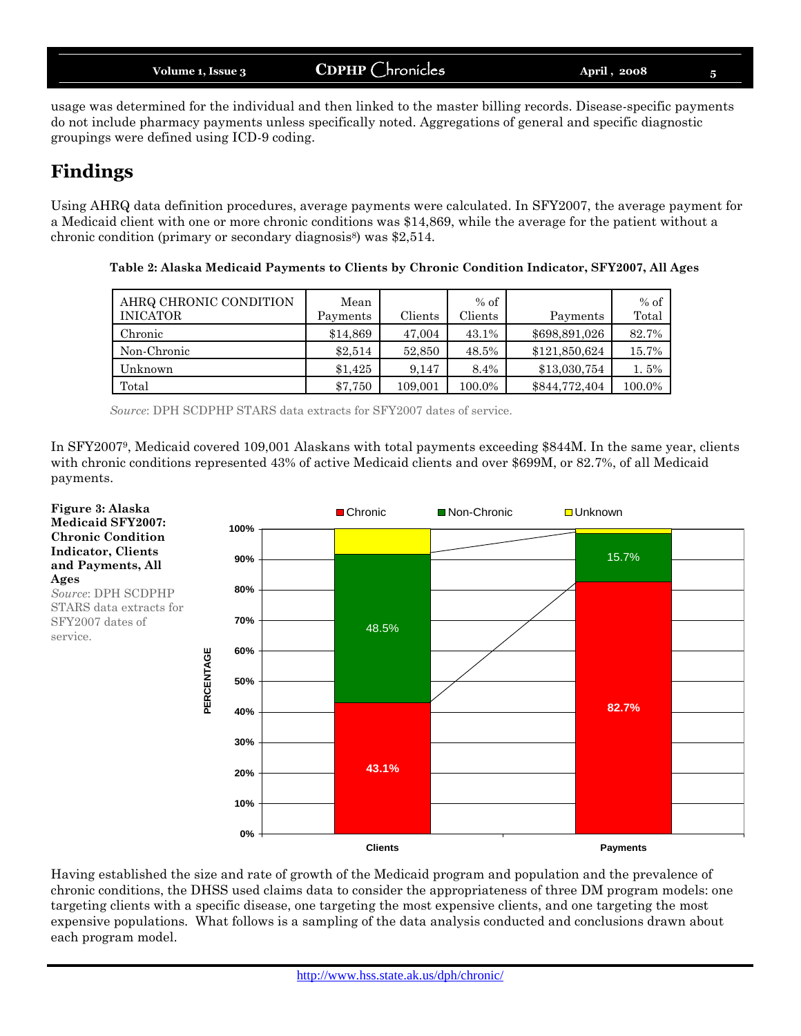usage was determined for the individual and then linked to the master billing records. Disease-specific payments do not include pharmacy payments unless specifically noted. Aggregations of general and specific diagnostic groupings were defined using ICD-9 coding.

## Findings

Using AHRQ data definition procedures, average payments were calculated. In SFY2007, the average payment for a Medicaid client with one or more chronic conditions was $14,869, while the average for the patient without a chronic condition (primary or secondary diagnosis[8]) was $2,514.

**Table 2: Alaska Medicaid Payments to Clients by Chronic Condition Indicator, SFY2007, All Ages**

| AHRQ CHRONIC CONDITION INICATOR | Mean Payments | Clients | % of Clients | Payments | % of Total |
|---|---|---|---|---|---|
| Chronic | $14,869 | 47,004 | 43.1% | $698,891,026 | 82.7% |
| Non-Chronic | $2,514 | 52,850 | 48.5% | $121,850,624 | 15.7% |
| Unknown | $1,425 | 9,147 | 8.4% | $13,030,754 | 1. 5% |
| Total | $7,750 | 109,001 | 100.0% | $844,772,404 | 100.0% |

*Source*: DPH SCDPHP STARS data extracts for SFY2007 dates of service.

In SFY2007[9], Medicaid covered 109,001 Alaskans with total payments exceeding $844M. In the same year, clients with chronic conditions represented 43% of active Medicaid clients and over $699M, or 82.7%, of all Medicaid payments.

**Figure 3: Alaska Medicaid SFY2007: Chronic Condition Indicator, Clients and Payments, All Ages**

*Source*: DPH SCDPHP STARS data extracts for SFY2007 dates of service.

Having established the size and rate of growth of the Medicaid program and population and the prevalence of chronic conditions, the DHSS used claims data to consider the appropriateness of three DM program models: one targeting clients with a specific disease, one targeting the most expensive clients, and one targeting the most expensive populations. What follows is a sampling of the data analysis conducted and conclusions drawn about each program model.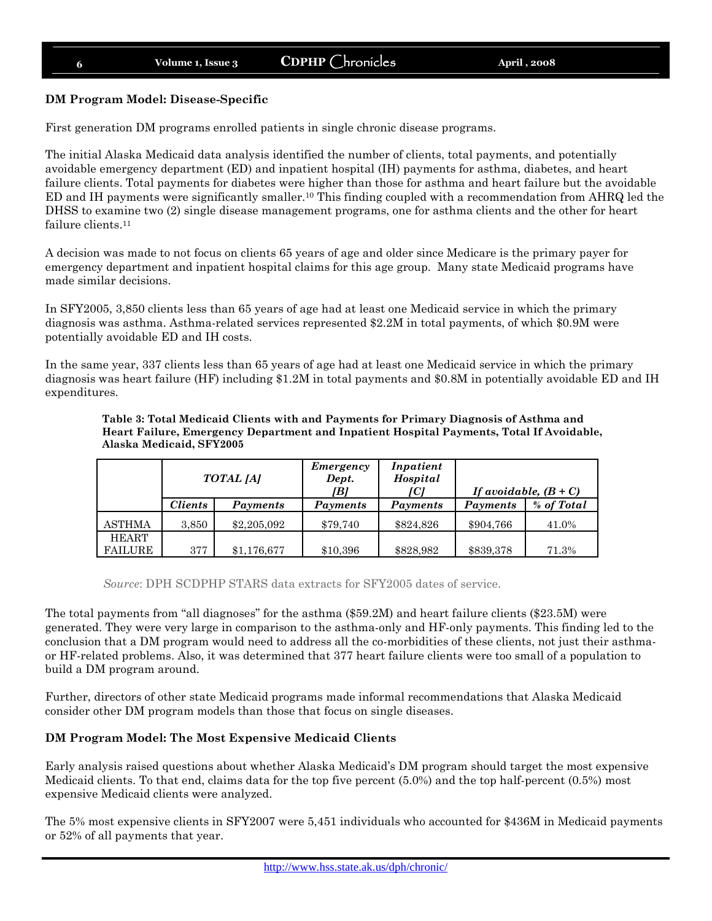**DM Program Model: Disease-Specific**

First generation DM programs enrolled patients in single chronic disease programs.

The initial Alaska Medicaid data analysis identified the number of clients, total payments, and potentially avoidable emergency department (ED) and inpatient hospital (IH) payments for asthma, diabetes, and heart failure clients. Total payments for diabetes were higher than those for asthma and heart failure but the avoidable ED and IH payments were significantly smaller.[10] This finding coupled with a recommendation from AHRQ led the DHSS to examine two (2) single disease management programs, one for asthma clients and the other for heart failure clients.[11]

A decision was made to not focus on clients 65 years of age and older since Medicare is the primary payer for emergency department and inpatient hospital claims for this age group. Many state Medicaid programs have made similar decisions.

In SFY2005, 3,850 clients less than 65 years of age had at least one Medicaid service in which the primary diagnosis was asthma. Asthma-related services represented $2.2M in total payments, of which $0.9M were potentially avoidable ED and IH costs.

In the same year, 337 clients less than 65 years of age had at least one Medicaid service in which the primary diagnosis was heart failure (HF) including $1.2M in total payments and $0.8M in potentially avoidable ED and IH expenditures.

**Table 3: Total Medicaid Clients with and Payments for Primary Diagnosis of Asthma and Heart Failure, Emergency Department and Inpatient Hospital Payments, Total If Avoidable, Alaska Medicaid, SFY2005**

| | *TOTAL [A]* | | *Emergency Dept. [B]* | *Inpatient Hospital [C]* | *If avoidable, (B + C)* | |
|---|---|---|---|---|---|---|
| | *Clients* | *Payments* | *Payments* | *Payments* | *Payments* | *% of Total* |
| ASTHMA | 3,850 | $2,205,092 | $79,740 | $824,826 | $904,766 | 41.0% |
| HEART FAILURE | 377 | $1,176,677 | $10,396 | $828,982 | $839,378 | 71.3% |

*Source*: DPH SCDPHP STARS data extracts for SFY2005 dates of service.

The total payments from "all diagnoses" for the asthma ($59.2M) and heart failure clients ($23.5M) were generated. They were very large in comparison to the asthma-only and HF-only payments. This finding led to the conclusion that a DM program would need to address all the co-morbidities of these clients, not just their asthma- or HF-related problems. Also, it was determined that 377 heart failure clients were too small of a population to build a DM program around.

Further, directors of other state Medicaid programs made informal recommendations that Alaska Medicaid consider other DM program models than those that focus on single diseases.

**DM Program Model: The Most Expensive Medicaid Clients**

Early analysis raised questions about whether Alaska Medicaid's DM program should target the most expensive Medicaid clients. To that end, claims data for the top five percent (5.0%) and the top half-percent (0.5%) most expensive Medicaid clients were analyzed.

The 5% most expensive clients in SFY2007 were 5,451 individuals who accounted for $436M in Medicaid payments or 52% of all payments that year.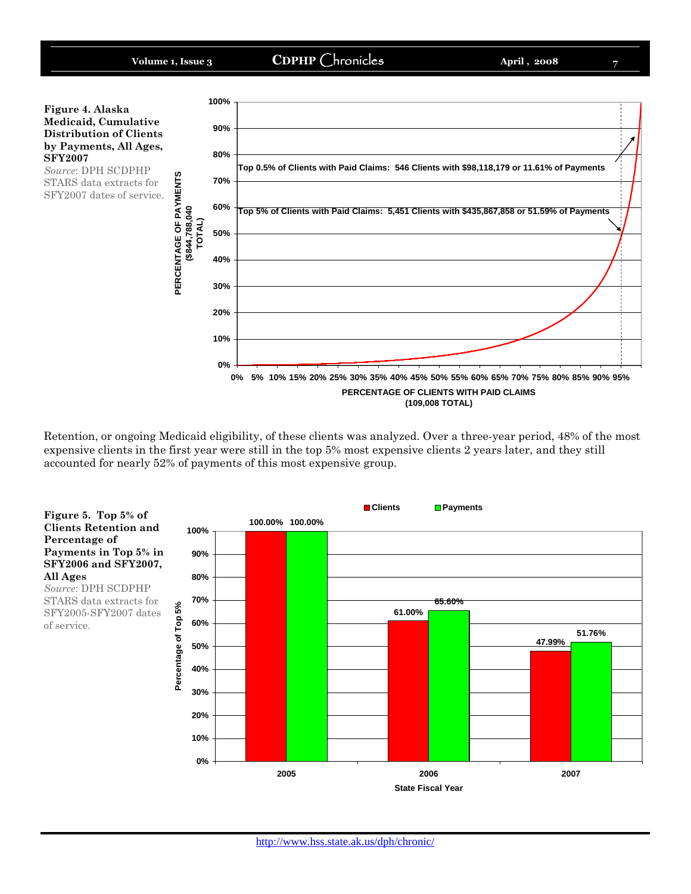**Figure 4. Alaska Medicaid, Cumulative Distribution of Clients by Payments, All Ages, SFY2007**

*Source*: DPH SCDPHP STARS data extracts for SFY2007 dates of service.

Top 0.5% of Clients with Paid Claims: 546 Clients with $98,118,179 or 11.61% of Payments

Top 5% of Clients with Paid Claims: 5,451 Clients with $435,867,858 or 51.59% of Payments

PERCENTAGE OF PAYMENTS ($844,788,040 TOTAL)

PERCENTAGE OF CLIENTS WITH PAID CLAIMS (109,008 TOTAL)

Retention, or ongoing Medicaid eligibility, of these clients was analyzed. Over a three-year period, 48% of the most expensive clients in the first year were still in the top 5% most expensive clients 2 years later, and they still accounted for nearly 52% of payments of this most expensive group.

**Figure 5. Top 5% of Clients Retention and Percentage of Payments in Top 5% in SFY2006 and SFY2007, All Ages**

*Source*: DPH SCDPHP STARS data extracts for SFY2005-SFY2007 dates of service.

| State Fiscal Year | Clients | Payments |
|---|---|---|
| 2005 | 100.00% | 100.00% |
| 2006 | 61.00% | 65.60% |
| 2007 | 47.99% | 51.76% |

Percentage of Top 5%

http://www.hss.state.ak.us/dph/chronic/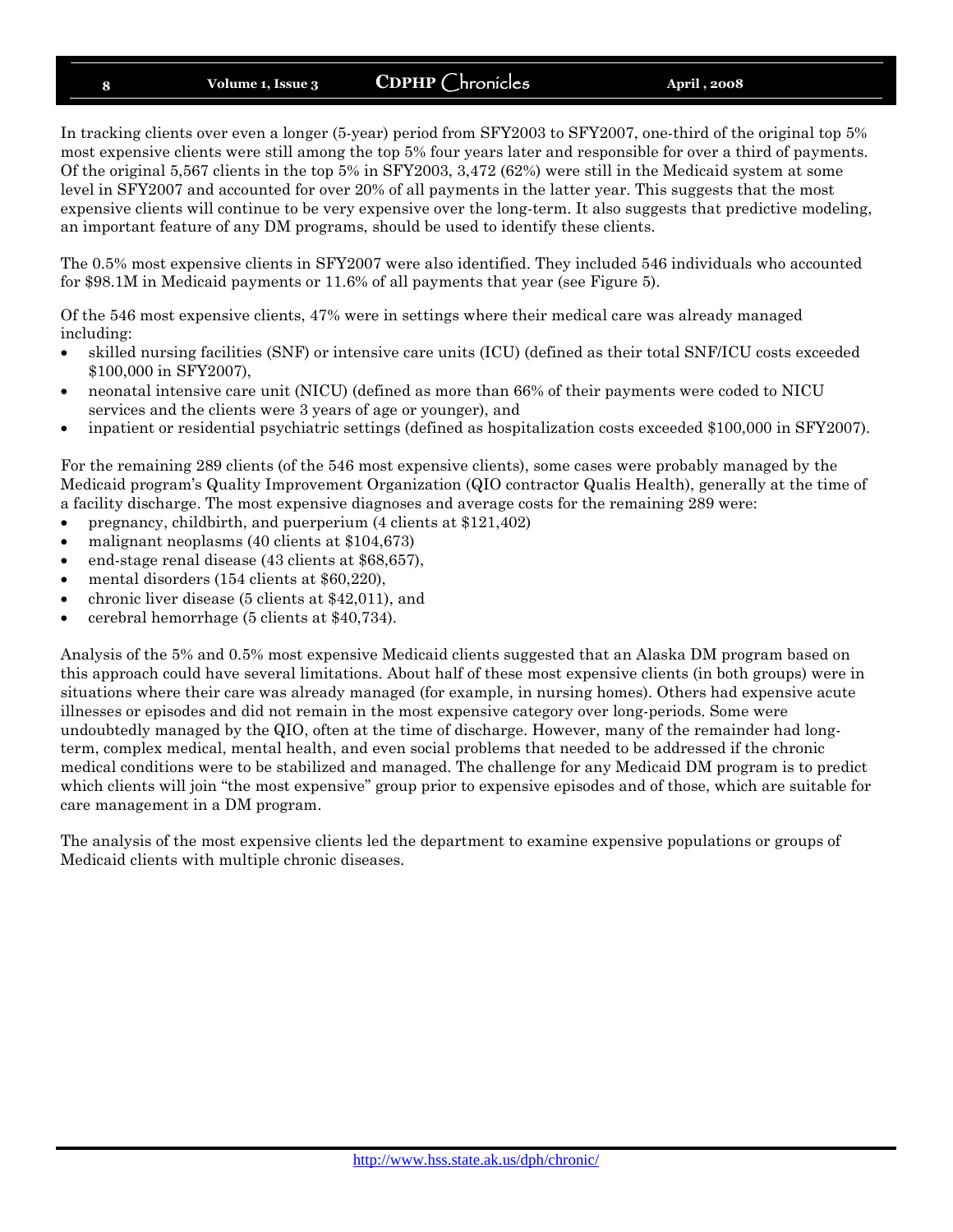In tracking clients over even a longer (5-year) period from SFY2003 to SFY2007, one-third of the original top 5% most expensive clients were still among the top 5% four years later and responsible for over a third of payments. Of the original 5,567 clients in the top 5% in SFY2003, 3,472 (62%) were still in the Medicaid system at some level in SFY2007 and accounted for over 20% of all payments in the latter year. This suggests that the most expensive clients will continue to be very expensive over the long-term. It also suggests that predictive modeling, an important feature of any DM programs, should be used to identify these clients.

The 0.5% most expensive clients in SFY2007 were also identified. They included 546 individuals who accounted for $98.1M in Medicaid payments or 11.6% of all payments that year (see Figure 5).

Of the 546 most expensive clients, 47% were in settings where their medical care was already managed including:

- skilled nursing facilities (SNF) or intensive care units (ICU) (defined as their total SNF/ICU costs exceeded $100,000 in SFY2007),
- neonatal intensive care unit (NICU) (defined as more than 66% of their payments were coded to NICU services and the clients were 3 years of age or younger), and
- inpatient or residential psychiatric settings (defined as hospitalization costs exceeded $100,000 in SFY2007).

For the remaining 289 clients (of the 546 most expensive clients), some cases were probably managed by the Medicaid program's Quality Improvement Organization (QIO contractor Qualis Health), generally at the time of a facility discharge. The most expensive diagnoses and average costs for the remaining 289 were:

- pregnancy, childbirth, and puerperium (4 clients at $121,402)
- malignant neoplasms (40 clients at $104,673)
- end-stage renal disease (43 clients at $68,657),
- mental disorders (154 clients at $60,220),
- chronic liver disease (5 clients at $42,011), and
- cerebral hemorrhage (5 clients at $40,734).

Analysis of the 5% and 0.5% most expensive Medicaid clients suggested that an Alaska DM program based on this approach could have several limitations. About half of these most expensive clients (in both groups) were in situations where their care was already managed (for example, in nursing homes). Others had expensive acute illnesses or episodes and did not remain in the most expensive category over long-periods. Some were undoubtedly managed by the QIO, often at the time of discharge. However, many of the remainder had long-term, complex medical, mental health, and even social problems that needed to be addressed if the chronic medical conditions were to be stabilized and managed. The challenge for any Medicaid DM program is to predict which clients will join "the most expensive" group prior to expensive episodes and of those, which are suitable for care management in a DM program.

The analysis of the most expensive clients led the department to examine expensive populations or groups of Medicaid clients with multiple chronic diseases.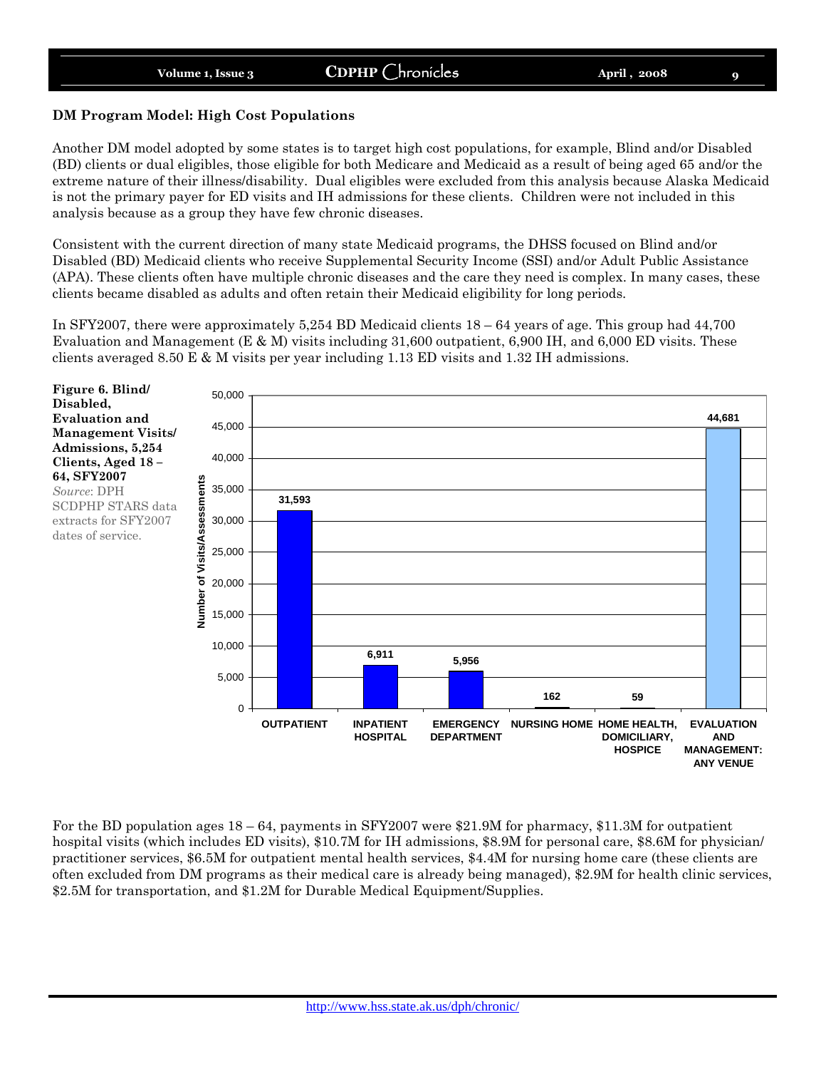## DM Program Model: High Cost Populations

Another DM model adopted by some states is to target high cost populations, for example, Blind and/or Disabled (BD) clients or dual eligibles, those eligible for both Medicare and Medicaid as a result of being aged 65 and/or the extreme nature of their illness/disability. Dual eligibles were excluded from this analysis because Alaska Medicaid is not the primary payer for ED visits and IH admissions for these clients. Children were not included in this analysis because as a group they have few chronic diseases.

Consistent with the current direction of many state Medicaid programs, the DHSS focused on Blind and/or Disabled (BD) Medicaid clients who receive Supplemental Security Income (SSI) and/or Adult Public Assistance (APA). These clients often have multiple chronic diseases and the care they need is complex. In many cases, these clients became disabled as adults and often retain their Medicaid eligibility for long periods.

In SFY2007, there were approximately 5,254 BD Medicaid clients 18 – 64 years of age. This group had 44,700 Evaluation and Management (E & M) visits including 31,600 outpatient, 6,900 IH, and 6,000 ED visits. These clients averaged 8.50 E & M visits per year including 1.13 ED visits and 1.32 IH admissions.

**Figure 6. Blind/ Disabled, Evaluation and Management Visits/ Admissions, 5,254 Clients, Aged 18 – 64, SFY2007**
*Source*: DPH SCDPHP STARS data extracts for SFY2007 dates of service.

| Venue | Number of Visits/Assessments |
|---|---|
| OUTPATIENT | 31,593 |
| INPATIENT HOSPITAL | 6,911 |
| EMERGENCY DEPARTMENT | 5,956 |
| NURSING HOME | 162 |
| HOME HEALTH, DOMICILIARY, HOSPICE | 59 |
| EVALUATION AND MANAGEMENT: ANY VENUE | 44,681 |

For the BD population ages 18 – 64, payments in SFY2007 were $21.9M for pharmacy, $11.3M for outpatient hospital visits (which includes ED visits), $10.7M for IH admissions, $8.9M for personal care, $8.6M for physician/ practitioner services, $6.5M for outpatient mental health services, $4.4M for nursing home care (these clients are often excluded from DM programs as their medical care is already being managed), $2.9M for health clinic services, $2.5M for transportation, and $1.2M for Durable Medical Equipment/Supplies.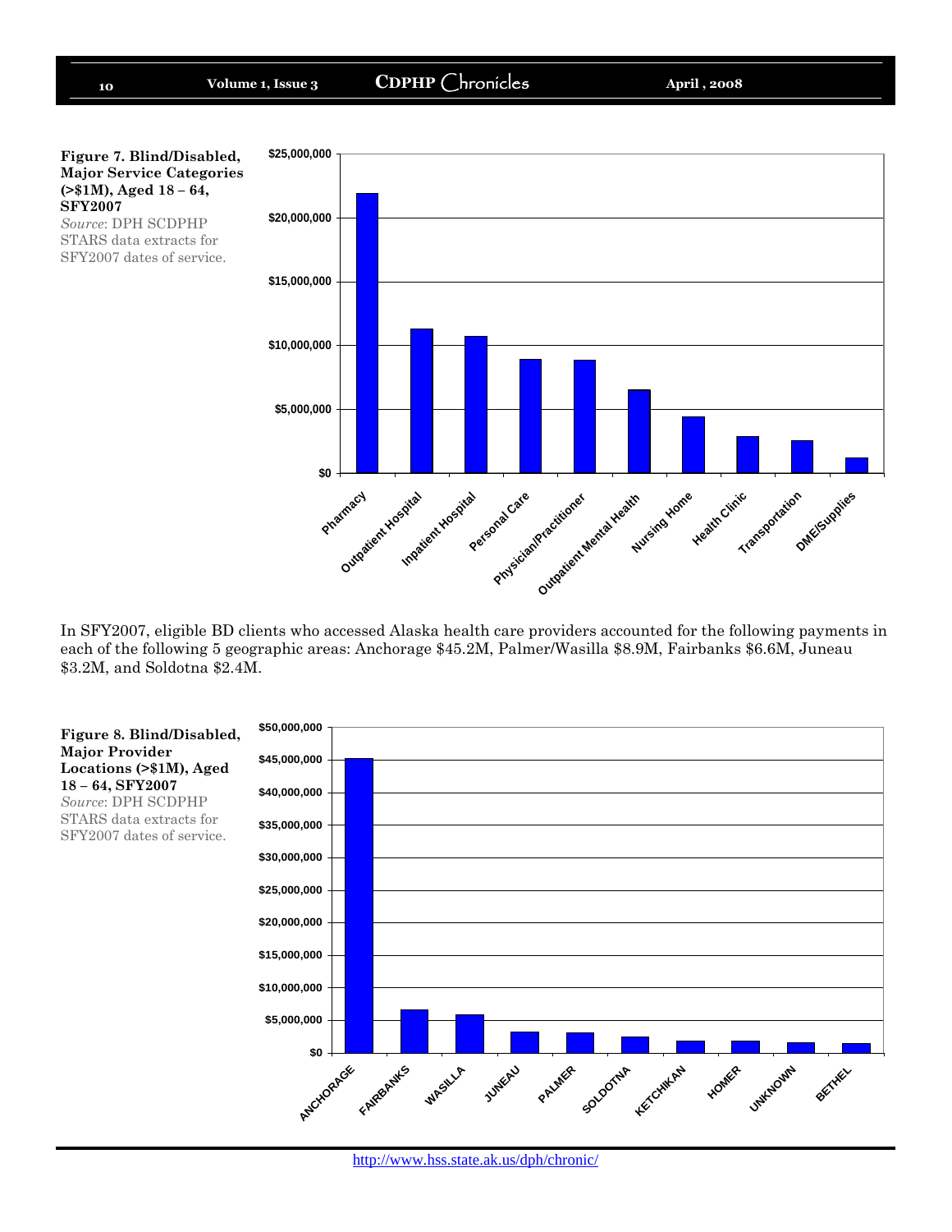**Figure 7. Blind/Disabled, Major Service Categories (>$1M), Aged 18 – 64, SFY2007**
*Source*: DPH SCDPHP STARS data extracts for SFY2007 dates of service.

In SFY2007, eligible BD clients who accessed Alaska health care providers accounted for the following payments in each of the following 5 geographic areas: Anchorage $45.2M, Palmer/Wasilla $8.9M, Fairbanks $6.6M, Juneau $3.2M, and Soldotna $2.4M.

**Figure 8. Blind/Disabled, Major Provider Locations (>$1M), Aged 18 – 64, SFY2007**
*Source*: DPH SCDPHP STARS data extracts for SFY2007 dates of service.

http://www.hss.state.ak.us/dph/chronic/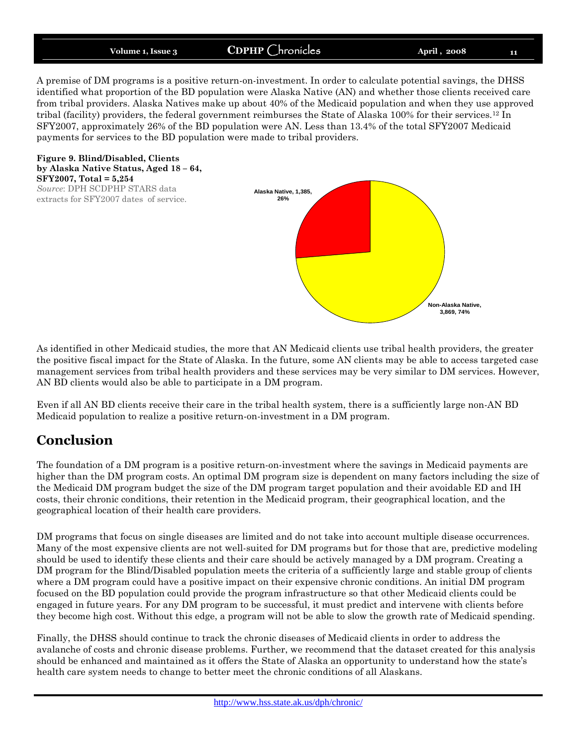A premise of DM programs is a positive return-on-investment. In order to calculate potential savings, the DHSS identified what proportion of the BD population were Alaska Native (AN) and whether those clients received care from tribal providers. Alaska Natives make up about 40% of the Medicaid population and when they use approved tribal (facility) providers, the federal government reimburses the State of Alaska 100% for their services.[12] In SFY2007, approximately 26% of the BD population were AN. Less than 13.4% of the total SFY2007 Medicaid payments for services to the BD population were made to tribal providers.

**Figure 9. Blind/Disabled, Clients by Alaska Native Status, Aged 18 – 64, SFY2007, Total = 5,254**
*Source*: DPH SCDPHP STARS data extracts for SFY2007 dates of service.

Alaska Native, 1,385, 26%

Non-Alaska Native, 3,869, 74%

As identified in other Medicaid studies, the more that AN Medicaid clients use tribal health providers, the greater the positive fiscal impact for the State of Alaska. In the future, some AN clients may be able to access targeted case management services from tribal health providers and these services may be very similar to DM services. However, AN BD clients would also be able to participate in a DM program.

Even if all AN BD clients receive their care in the tribal health system, there is a sufficiently large non-AN BD Medicaid population to realize a positive return-on-investment in a DM program.

## Conclusion

The foundation of a DM program is a positive return-on-investment where the savings in Medicaid payments are higher than the DM program costs. An optimal DM program size is dependent on many factors including the size of the Medicaid DM program budget the size of the DM program target population and their avoidable ED and IH costs, their chronic conditions, their retention in the Medicaid program, their geographical location, and the geographical location of their health care providers.

DM programs that focus on single diseases are limited and do not take into account multiple disease occurrences. Many of the most expensive clients are not well-suited for DM programs but for those that are, predictive modeling should be used to identify these clients and their care should be actively managed by a DM program. Creating a DM program for the Blind/Disabled population meets the criteria of a sufficiently large and stable group of clients where a DM program could have a positive impact on their expensive chronic conditions. An initial DM program focused on the BD population could provide the program infrastructure so that other Medicaid clients could be engaged in future years. For any DM program to be successful, it must predict and intervene with clients before they become high cost. Without this edge, a program will not be able to slow the growth rate of Medicaid spending.

Finally, the DHSS should continue to track the chronic diseases of Medicaid clients in order to address the avalanche of costs and chronic disease problems. Further, we recommend that the dataset created for this analysis should be enhanced and maintained as it offers the State of Alaska an opportunity to understand how the state's health care system needs to change to better meet the chronic conditions of all Alaskans.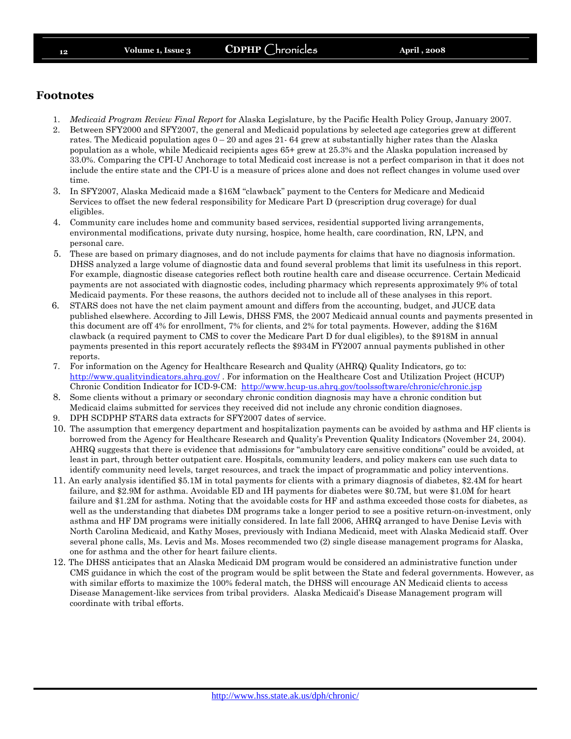## Footnotes

1. *Medicaid Program Review Final Report* for Alaska Legislature, by the Pacific Health Policy Group, January 2007.
2. Between SFY2000 and SFY2007, the general and Medicaid populations by selected age categories grew at different rates. The Medicaid population ages 0 – 20 and ages 21- 64 grew at substantially higher rates than the Alaska population as a whole, while Medicaid recipients ages 65+ grew at 25.3% and the Alaska population increased by 33.0%. Comparing the CPI-U Anchorage to total Medicaid cost increase is not a perfect comparison in that it does not include the entire state and the CPI-U is a measure of prices alone and does not reflect changes in volume used over time.
3. In SFY2007, Alaska Medicaid made a $16M "clawback" payment to the Centers for Medicare and Medicaid Services to offset the new federal responsibility for Medicare Part D (prescription drug coverage) for dual eligibles.
4. Community care includes home and community based services, residential supported living arrangements, environmental modifications, private duty nursing, hospice, home health, care coordination, RN, LPN, and personal care.
5. These are based on primary diagnoses, and do not include payments for claims that have no diagnosis information. DHSS analyzed a large volume of diagnostic data and found several problems that limit its usefulness in this report. For example, diagnostic disease categories reflect both routine health care and disease occurrence. Certain Medicaid payments are not associated with diagnostic codes, including pharmacy which represents approximately 9% of total Medicaid payments. For these reasons, the authors decided not to include all of these analyses in this report.
6. STARS does not have the net claim payment amount and differs from the accounting, budget, and JUCE data published elsewhere. According to Jill Lewis, DHSS FMS, the 2007 Medicaid annual counts and payments presented in this document are off 4% for enrollment, 7% for clients, and 2% for total payments. However, adding the $16M clawback (a required payment to CMS to cover the Medicare Part D for dual eligibles), to the $918M in annual payments presented in this report accurately reflects the $934M in FY2007 annual payments published in other reports.
7. For information on the Agency for Healthcare Research and Quality (AHRQ) Quality Indicators, go to: http://www.qualityindicators.ahrq.gov/ . For information on the Healthcare Cost and Utilization Project (HCUP) Chronic Condition Indicator for ICD-9-CM: http://www.hcup-us.ahrq.gov/toolssoftware/chronic/chronic.jsp
8. Some clients without a primary or secondary chronic condition diagnosis may have a chronic condition but Medicaid claims submitted for services they received did not include any chronic condition diagnoses.
9. DPH SCDPHP STARS data extracts for SFY2007 dates of service.
10. The assumption that emergency department and hospitalization payments can be avoided by asthma and HF clients is borrowed from the Agency for Healthcare Research and Quality's Prevention Quality Indicators (November 24, 2004). AHRQ suggests that there is evidence that admissions for "ambulatory care sensitive conditions" could be avoided, at least in part, through better outpatient care. Hospitals, community leaders, and policy makers can use such data to identify community need levels, target resources, and track the impact of programmatic and policy interventions.
11. An early analysis identified $5.1M in total payments for clients with a primary diagnosis of diabetes, $2.4M for heart failure, and $2.9M for asthma. Avoidable ED and IH payments for diabetes were $0.7M, but were $1.0M for heart failure and $1.2M for asthma. Noting that the avoidable costs for HF and asthma exceeded those costs for diabetes, as well as the understanding that diabetes DM programs take a longer period to see a positive return-on-investment, only asthma and HF DM programs were initially considered. In late fall 2006, AHRQ arranged to have Denise Levis with North Carolina Medicaid, and Kathy Moses, previously with Indiana Medicaid, meet with Alaska Medicaid staff. Over several phone calls, Ms. Levis and Ms. Moses recommended two (2) single disease management programs for Alaska, one for asthma and the other for heart failure clients.
12. The DHSS anticipates that an Alaska Medicaid DM program would be considered an administrative function under CMS guidance in which the cost of the program would be split between the State and federal governments. However, as with similar efforts to maximize the 100% federal match, the DHSS will encourage AN Medicaid clients to access Disease Management-like services from tribal providers. Alaska Medicaid's Disease Management program will coordinate with tribal efforts.